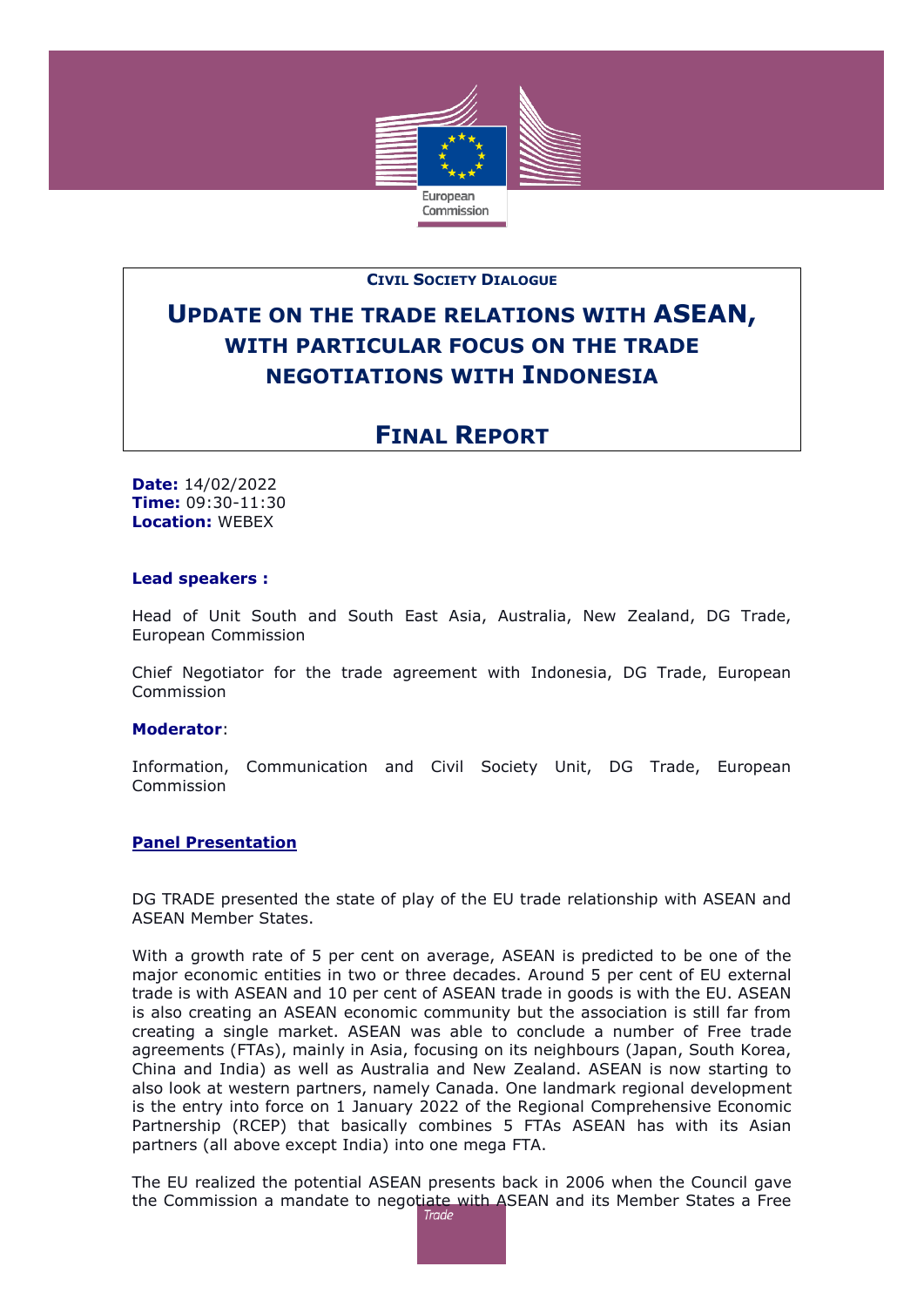**Civil Society Dialogue**

# Update on the trade relations with ASEAN, with particular focus on the trade negotiations with Indonesia

## Final Report

**Date:** 14/02/2022
**Time:** 09:30-11:30
**Location:** WEBEX

**Lead speakers :**

Head of Unit South and South East Asia, Australia, New Zealand, DG Trade, European Commission

Chief Negotiator for the trade agreement with Indonesia, DG Trade, European Commission

**Moderator**:

Information, Communication and Civil Society Unit, DG Trade, European Commission

**Panel Presentation**

DG TRADE presented the state of play of the EU trade relationship with ASEAN and ASEAN Member States.

With a growth rate of 5 per cent on average, ASEAN is predicted to be one of the major economic entities in two or three decades. Around 5 per cent of EU external trade is with ASEAN and 10 per cent of ASEAN trade in goods is with the EU. ASEAN is also creating an ASEAN economic community but the association is still far from creating a single market. ASEAN was able to conclude a number of Free trade agreements (FTAs), mainly in Asia, focusing on its neighbours (Japan, South Korea, China and India) as well as Australia and New Zealand. ASEAN is now starting to also look at western partners, namely Canada. One landmark regional development is the entry into force on 1 January 2022 of the Regional Comprehensive Economic Partnership (RCEP) that basically combines 5 FTAs ASEAN has with its Asian partners (all above except India) into one mega FTA.

The EU realized the potential ASEAN presents back in 2006 when the Council gave the Commission a mandate to negotiate with ASEAN and its Member States a Free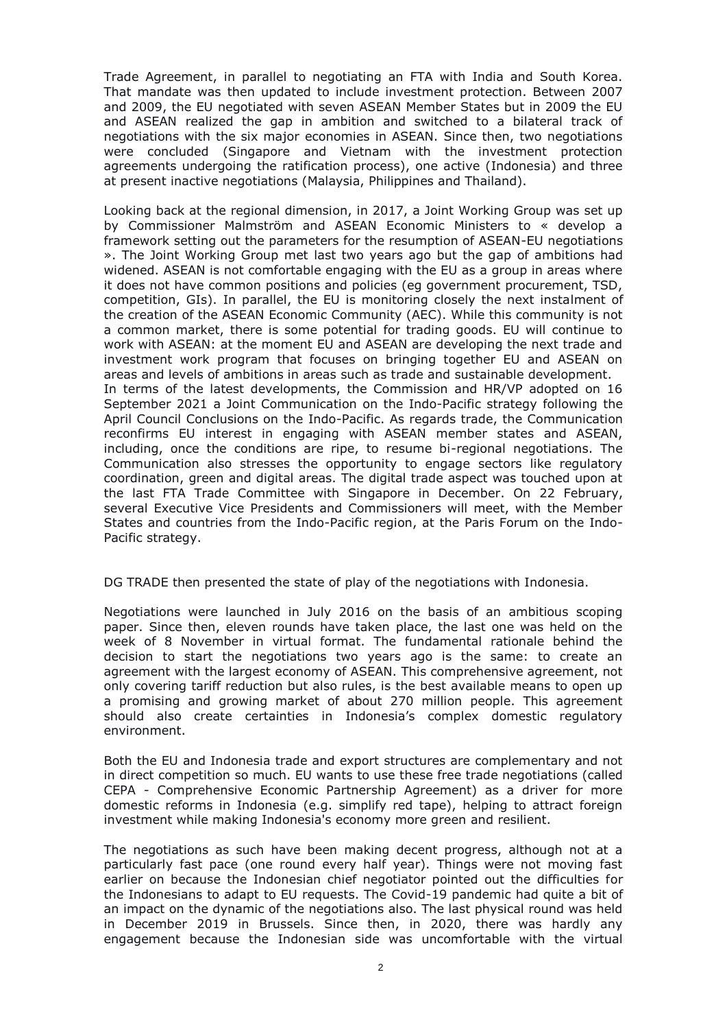Trade Agreement, in parallel to negotiating an FTA with India and South Korea. That mandate was then updated to include investment protection. Between 2007 and 2009, the EU negotiated with seven ASEAN Member States but in 2009 the EU and ASEAN realized the gap in ambition and switched to a bilateral track of negotiations with the six major economies in ASEAN. Since then, two negotiations were concluded (Singapore and Vietnam with the investment protection agreements undergoing the ratification process), one active (Indonesia) and three at present inactive negotiations (Malaysia, Philippines and Thailand).

Looking back at the regional dimension, in 2017, a Joint Working Group was set up by Commissioner Malmström and ASEAN Economic Ministers to « develop a framework setting out the parameters for the resumption of ASEAN-EU negotiations ». The Joint Working Group met last two years ago but the gap of ambitions had widened. ASEAN is not comfortable engaging with the EU as a group in areas where it does not have common positions and policies (eg government procurement, TSD, competition, GIs). In parallel, the EU is monitoring closely the next instalment of the creation of the ASEAN Economic Community (AEC). While this community is not a common market, there is some potential for trading goods. EU will continue to work with ASEAN: at the moment EU and ASEAN are developing the next trade and investment work program that focuses on bringing together EU and ASEAN on areas and levels of ambitions in areas such as trade and sustainable development.
In terms of the latest developments, the Commission and HR/VP adopted on 16 September 2021 a Joint Communication on the Indo-Pacific strategy following the April Council Conclusions on the Indo-Pacific. As regards trade, the Communication reconfirms EU interest in engaging with ASEAN member states and ASEAN, including, once the conditions are ripe, to resume bi-regional negotiations. The Communication also stresses the opportunity to engage sectors like regulatory coordination, green and digital areas. The digital trade aspect was touched upon at the last FTA Trade Committee with Singapore in December. On 22 February, several Executive Vice Presidents and Commissioners will meet, with the Member States and countries from the Indo-Pacific region, at the Paris Forum on the Indo-Pacific strategy.

DG TRADE then presented the state of play of the negotiations with Indonesia.

Negotiations were launched in July 2016 on the basis of an ambitious scoping paper. Since then, eleven rounds have taken place, the last one was held on the week of 8 November in virtual format. The fundamental rationale behind the decision to start the negotiations two years ago is the same: to create an agreement with the largest economy of ASEAN. This comprehensive agreement, not only covering tariff reduction but also rules, is the best available means to open up a promising and growing market of about 270 million people. This agreement should also create certainties in Indonesia's complex domestic regulatory environment.

Both the EU and Indonesia trade and export structures are complementary and not in direct competition so much. EU wants to use these free trade negotiations (called CEPA - Comprehensive Economic Partnership Agreement) as a driver for more domestic reforms in Indonesia (e.g. simplify red tape), helping to attract foreign investment while making Indonesia's economy more green and resilient.

The negotiations as such have been making decent progress, although not at a particularly fast pace (one round every half year). Things were not moving fast earlier on because the Indonesian chief negotiator pointed out the difficulties for the Indonesians to adapt to EU requests. The Covid-19 pandemic had quite a bit of an impact on the dynamic of the negotiations also. The last physical round was held in December 2019 in Brussels. Since then, in 2020, there was hardly any engagement because the Indonesian side was uncomfortable with the virtual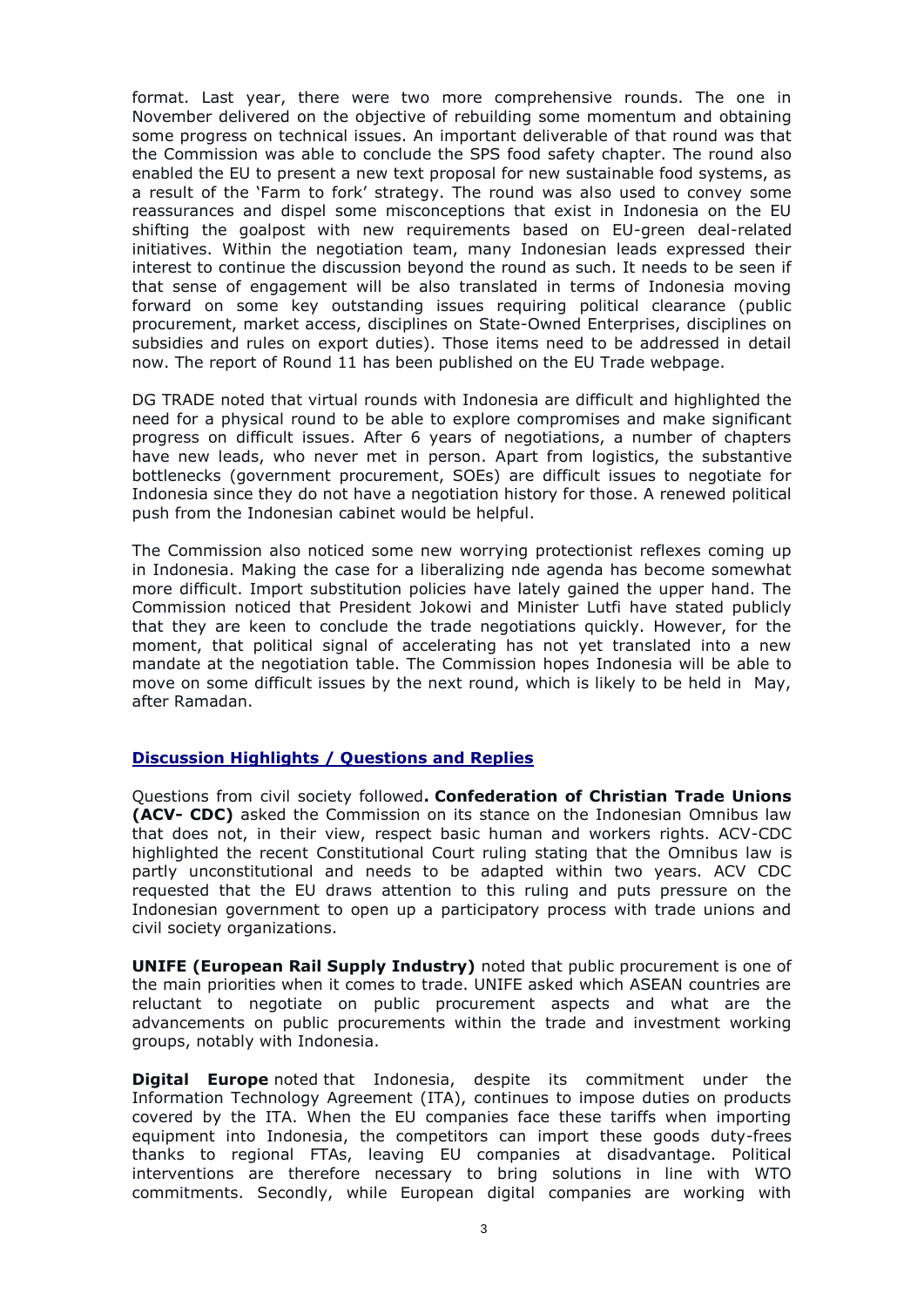format. Last year, there were two more comprehensive rounds. The one in November delivered on the objective of rebuilding some momentum and obtaining some progress on technical issues. An important deliverable of that round was that the Commission was able to conclude the SPS food safety chapter. The round also enabled the EU to present a new text proposal for new sustainable food systems, as a result of the 'Farm to fork' strategy. The round was also used to convey some reassurances and dispel some misconceptions that exist in Indonesia on the EU shifting the goalpost with new requirements based on EU-green deal-related initiatives. Within the negotiation team, many Indonesian leads expressed their interest to continue the discussion beyond the round as such. It needs to be seen if that sense of engagement will be also translated in terms of Indonesia moving forward on some key outstanding issues requiring political clearance (public procurement, market access, disciplines on State-Owned Enterprises, disciplines on subsidies and rules on export duties). Those items need to be addressed in detail now. The report of Round 11 has been published on the EU Trade webpage.

DG TRADE noted that virtual rounds with Indonesia are difficult and highlighted the need for a physical round to be able to explore compromises and make significant progress on difficult issues. After 6 years of negotiations, a number of chapters have new leads, who never met in person. Apart from logistics, the substantive bottlenecks (government procurement, SOEs) are difficult issues to negotiate for Indonesia since they do not have a negotiation history for those. A renewed political push from the Indonesian cabinet would be helpful.

The Commission also noticed some new worrying protectionist reflexes coming up in Indonesia. Making the case for a liberalizing nde agenda has become somewhat more difficult. Import substitution policies have lately gained the upper hand. The Commission noticed that President Jokowi and Minister Lutfi have stated publicly that they are keen to conclude the trade negotiations quickly. However, for the moment, that political signal of accelerating has not yet translated into a new mandate at the negotiation table. The Commission hopes Indonesia will be able to move on some difficult issues by the next round, which is likely to be held in May, after Ramadan.

## Discussion Highlights / Questions and Replies

Questions from civil society followed**. Confederation of Christian Trade Unions (ACV- CDC)** asked the Commission on its stance on the Indonesian Omnibus law that does not, in their view, respect basic human and workers rights. ACV-CDC highlighted the recent Constitutional Court ruling stating that the Omnibus law is partly unconstitutional and needs to be adapted within two years. ACV CDC requested that the EU draws attention to this ruling and puts pressure on the Indonesian government to open up a participatory process with trade unions and civil society organizations.

**UNIFE (European Rail Supply Industry)** noted that public procurement is one of the main priorities when it comes to trade. UNIFE asked which ASEAN countries are reluctant to negotiate on public procurement aspects and what are the advancements on public procurements within the trade and investment working groups, notably with Indonesia.

**Digital Europe** noted that Indonesia, despite its commitment under the Information Technology Agreement (ITA), continues to impose duties on products covered by the ITA. When the EU companies face these tariffs when importing equipment into Indonesia, the competitors can import these goods duty-frees thanks to regional FTAs, leaving EU companies at disadvantage. Political interventions are therefore necessary to bring solutions in line with WTO commitments. Secondly, while European digital companies are working with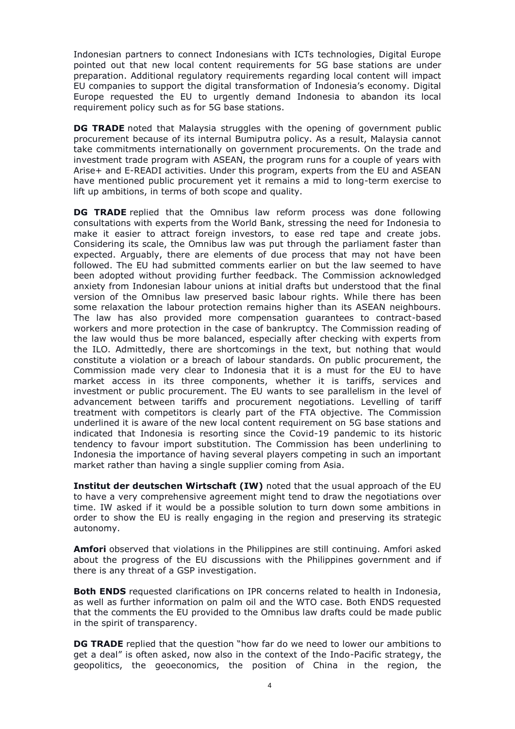Indonesian partners to connect Indonesians with ICTs technologies, Digital Europe pointed out that new local content requirements for 5G base stations are under preparation. Additional regulatory requirements regarding local content will impact EU companies to support the digital transformation of Indonesia's economy. Digital Europe requested the EU to urgently demand Indonesia to abandon its local requirement policy such as for 5G base stations.

**DG TRADE** noted that Malaysia struggles with the opening of government public procurement because of its internal Bumiputra policy. As a result, Malaysia cannot take commitments internationally on government procurements. On the trade and investment trade program with ASEAN, the program runs for a couple of years with Arise+ and E-READI activities. Under this program, experts from the EU and ASEAN have mentioned public procurement yet it remains a mid to long-term exercise to lift up ambitions, in terms of both scope and quality.

**DG TRADE** replied that the Omnibus law reform process was done following consultations with experts from the World Bank, stressing the need for Indonesia to make it easier to attract foreign investors, to ease red tape and create jobs. Considering its scale, the Omnibus law was put through the parliament faster than expected. Arguably, there are elements of due process that may not have been followed. The EU had submitted comments earlier on but the law seemed to have been adopted without providing further feedback. The Commission acknowledged anxiety from Indonesian labour unions at initial drafts but understood that the final version of the Omnibus law preserved basic labour rights. While there has been some relaxation the labour protection remains higher than its ASEAN neighbours. The law has also provided more compensation guarantees to contract-based workers and more protection in the case of bankruptcy. The Commission reading of the law would thus be more balanced, especially after checking with experts from the ILO. Admittedly, there are shortcomings in the text, but nothing that would constitute a violation or a breach of labour standards. On public procurement, the Commission made very clear to Indonesia that it is a must for the EU to have market access in its three components, whether it is tariffs, services and investment or public procurement. The EU wants to see parallelism in the level of advancement between tariffs and procurement negotiations. Levelling of tariff treatment with competitors is clearly part of the FTA objective. The Commission underlined it is aware of the new local content requirement on 5G base stations and indicated that Indonesia is resorting since the Covid-19 pandemic to its historic tendency to favour import substitution. The Commission has been underlining to Indonesia the importance of having several players competing in such an important market rather than having a single supplier coming from Asia.

**Institut der deutschen Wirtschaft (IW)** noted that the usual approach of the EU to have a very comprehensive agreement might tend to draw the negotiations over time. IW asked if it would be a possible solution to turn down some ambitions in order to show the EU is really engaging in the region and preserving its strategic autonomy.

**Amfori** observed that violations in the Philippines are still continuing. Amfori asked about the progress of the EU discussions with the Philippines government and if there is any threat of a GSP investigation.

**Both ENDS** requested clarifications on IPR concerns related to health in Indonesia, as well as further information on palm oil and the WTO case. Both ENDS requested that the comments the EU provided to the Omnibus law drafts could be made public in the spirit of transparency.

**DG TRADE** replied that the question "how far do we need to lower our ambitions to get a deal" is often asked, now also in the context of the Indo-Pacific strategy, the geopolitics, the geoeconomics, the position of China in the region, the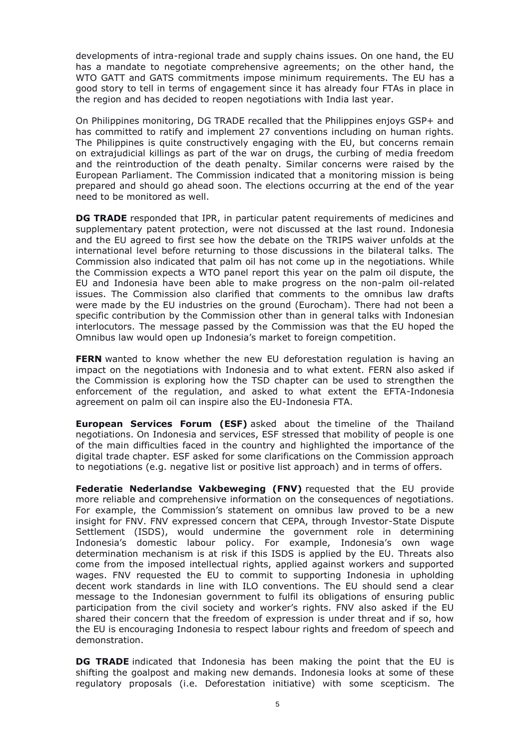developments of intra-regional trade and supply chains issues. On one hand, the EU has a mandate to negotiate comprehensive agreements; on the other hand, the WTO GATT and GATS commitments impose minimum requirements. The EU has a good story to tell in terms of engagement since it has already four FTAs in place in the region and has decided to reopen negotiations with India last year.

On Philippines monitoring, DG TRADE recalled that the Philippines enjoys GSP+ and has committed to ratify and implement 27 conventions including on human rights. The Philippines is quite constructively engaging with the EU, but concerns remain on extrajudicial killings as part of the war on drugs, the curbing of media freedom and the reintroduction of the death penalty. Similar concerns were raised by the European Parliament. The Commission indicated that a monitoring mission is being prepared and should go ahead soon. The elections occurring at the end of the year need to be monitored as well.

**DG TRADE** responded that IPR, in particular patent requirements of medicines and supplementary patent protection, were not discussed at the last round. Indonesia and the EU agreed to first see how the debate on the TRIPS waiver unfolds at the international level before returning to those discussions in the bilateral talks. The Commission also indicated that palm oil has not come up in the negotiations. While the Commission expects a WTO panel report this year on the palm oil dispute, the EU and Indonesia have been able to make progress on the non-palm oil-related issues. The Commission also clarified that comments to the omnibus law drafts were made by the EU industries on the ground (Eurocham). There had not been a specific contribution by the Commission other than in general talks with Indonesian interlocutors. The message passed by the Commission was that the EU hoped the Omnibus law would open up Indonesia's market to foreign competition.

**FERN** wanted to know whether the new EU deforestation regulation is having an impact on the negotiations with Indonesia and to what extent. FERN also asked if the Commission is exploring how the TSD chapter can be used to strengthen the enforcement of the regulation, and asked to what extent the EFTA-Indonesia agreement on palm oil can inspire also the EU-Indonesia FTA.

**European Services Forum (ESF)** asked about the timeline of the Thailand negotiations. On Indonesia and services, ESF stressed that mobility of people is one of the main difficulties faced in the country and highlighted the importance of the digital trade chapter. ESF asked for some clarifications on the Commission approach to negotiations (e.g. negative list or positive list approach) and in terms of offers.

**Federatie Nederlandse Vakbeweging (FNV)** requested that the EU provide more reliable and comprehensive information on the consequences of negotiations. For example, the Commission's statement on omnibus law proved to be a new insight for FNV. FNV expressed concern that CEPA, through Investor-State Dispute Settlement (ISDS), would undermine the government role in determining Indonesia's domestic labour policy. For example, Indonesia's own wage determination mechanism is at risk if this ISDS is applied by the EU. Threats also come from the imposed intellectual rights, applied against workers and supported wages. FNV requested the EU to commit to supporting Indonesia in upholding decent work standards in line with ILO conventions. The EU should send a clear message to the Indonesian government to fulfil its obligations of ensuring public participation from the civil society and worker's rights. FNV also asked if the EU shared their concern that the freedom of expression is under threat and if so, how the EU is encouraging Indonesia to respect labour rights and freedom of speech and demonstration.

**DG TRADE** indicated that Indonesia has been making the point that the EU is shifting the goalpost and making new demands. Indonesia looks at some of these regulatory proposals (i.e. Deforestation initiative) with some scepticism. The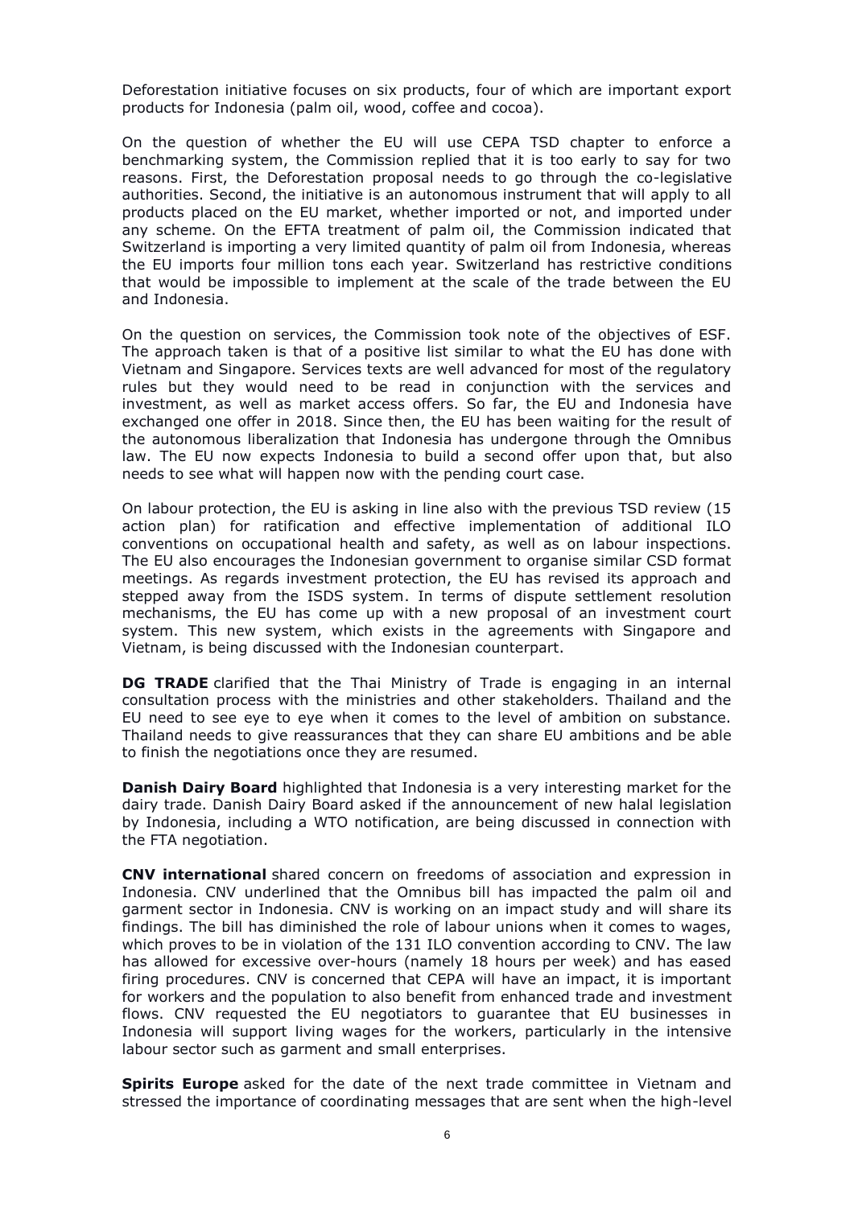Deforestation initiative focuses on six products, four of which are important export products for Indonesia (palm oil, wood, coffee and cocoa).

On the question of whether the EU will use CEPA TSD chapter to enforce a benchmarking system, the Commission replied that it is too early to say for two reasons. First, the Deforestation proposal needs to go through the co-legislative authorities. Second, the initiative is an autonomous instrument that will apply to all products placed on the EU market, whether imported or not, and imported under any scheme. On the EFTA treatment of palm oil, the Commission indicated that Switzerland is importing a very limited quantity of palm oil from Indonesia, whereas the EU imports four million tons each year. Switzerland has restrictive conditions that would be impossible to implement at the scale of the trade between the EU and Indonesia.

On the question on services, the Commission took note of the objectives of ESF. The approach taken is that of a positive list similar to what the EU has done with Vietnam and Singapore. Services texts are well advanced for most of the regulatory rules but they would need to be read in conjunction with the services and investment, as well as market access offers. So far, the EU and Indonesia have exchanged one offer in 2018. Since then, the EU has been waiting for the result of the autonomous liberalization that Indonesia has undergone through the Omnibus law. The EU now expects Indonesia to build a second offer upon that, but also needs to see what will happen now with the pending court case.

On labour protection, the EU is asking in line also with the previous TSD review (15 action plan) for ratification and effective implementation of additional ILO conventions on occupational health and safety, as well as on labour inspections. The EU also encourages the Indonesian government to organise similar CSD format meetings. As regards investment protection, the EU has revised its approach and stepped away from the ISDS system. In terms of dispute settlement resolution mechanisms, the EU has come up with a new proposal of an investment court system. This new system, which exists in the agreements with Singapore and Vietnam, is being discussed with the Indonesian counterpart.

**DG TRADE** clarified that the Thai Ministry of Trade is engaging in an internal consultation process with the ministries and other stakeholders. Thailand and the EU need to see eye to eye when it comes to the level of ambition on substance. Thailand needs to give reassurances that they can share EU ambitions and be able to finish the negotiations once they are resumed.

**Danish Dairy Board** highlighted that Indonesia is a very interesting market for the dairy trade. Danish Dairy Board asked if the announcement of new halal legislation by Indonesia, including a WTO notification, are being discussed in connection with the FTA negotiation.

**CNV international** shared concern on freedoms of association and expression in Indonesia. CNV underlined that the Omnibus bill has impacted the palm oil and garment sector in Indonesia. CNV is working on an impact study and will share its findings. The bill has diminished the role of labour unions when it comes to wages, which proves to be in violation of the 131 ILO convention according to CNV. The law has allowed for excessive over-hours (namely 18 hours per week) and has eased firing procedures. CNV is concerned that CEPA will have an impact, it is important for workers and the population to also benefit from enhanced trade and investment flows. CNV requested the EU negotiators to guarantee that EU businesses in Indonesia will support living wages for the workers, particularly in the intensive labour sector such as garment and small enterprises.

**Spirits Europe** asked for the date of the next trade committee in Vietnam and stressed the importance of coordinating messages that are sent when the high-level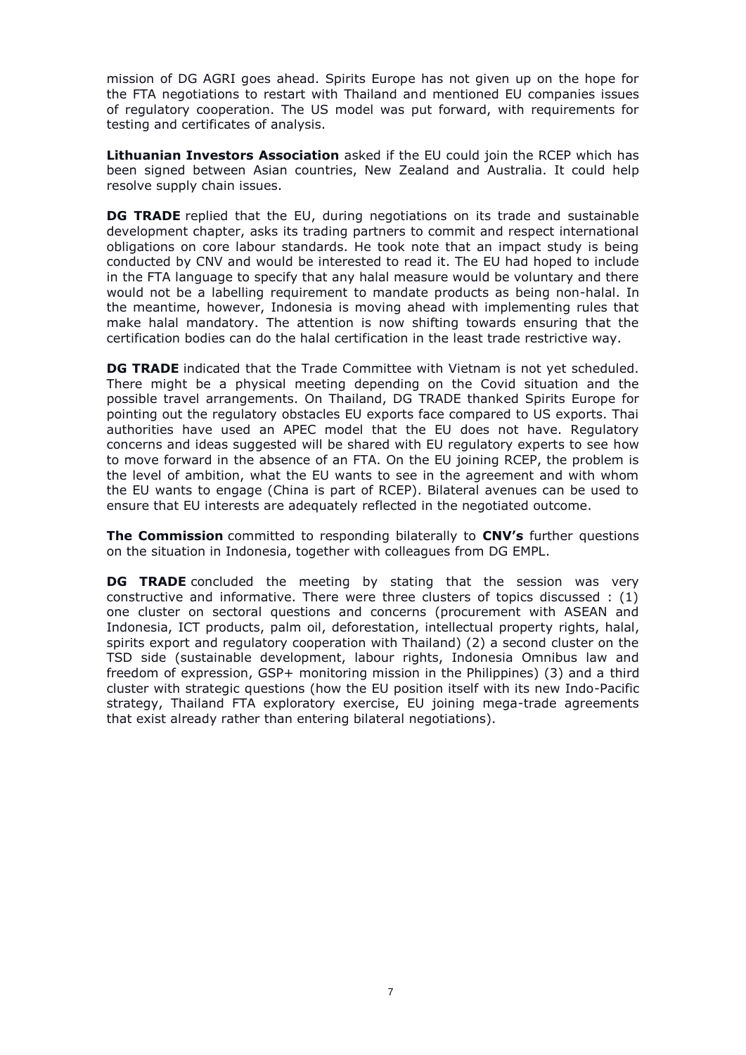mission of DG AGRI goes ahead. Spirits Europe has not given up on the hope for the FTA negotiations to restart with Thailand and mentioned EU companies issues of regulatory cooperation. The US model was put forward, with requirements for testing and certificates of analysis.

**Lithuanian Investors Association** asked if the EU could join the RCEP which has been signed between Asian countries, New Zealand and Australia. It could help resolve supply chain issues.

**DG TRADE** replied that the EU, during negotiations on its trade and sustainable development chapter, asks its trading partners to commit and respect international obligations on core labour standards. He took note that an impact study is being conducted by CNV and would be interested to read it. The EU had hoped to include in the FTA language to specify that any halal measure would be voluntary and there would not be a labelling requirement to mandate products as being non-halal. In the meantime, however, Indonesia is moving ahead with implementing rules that make halal mandatory. The attention is now shifting towards ensuring that the certification bodies can do the halal certification in the least trade restrictive way.

**DG TRADE** indicated that the Trade Committee with Vietnam is not yet scheduled. There might be a physical meeting depending on the Covid situation and the possible travel arrangements. On Thailand, DG TRADE thanked Spirits Europe for pointing out the regulatory obstacles EU exports face compared to US exports. Thai authorities have used an APEC model that the EU does not have. Regulatory concerns and ideas suggested will be shared with EU regulatory experts to see how to move forward in the absence of an FTA. On the EU joining RCEP, the problem is the level of ambition, what the EU wants to see in the agreement and with whom the EU wants to engage (China is part of RCEP). Bilateral avenues can be used to ensure that EU interests are adequately reflected in the negotiated outcome.

**The Commission** committed to responding bilaterally to **CNV's** further questions on the situation in Indonesia, together with colleagues from DG EMPL.

**DG TRADE** concluded the meeting by stating that the session was very constructive and informative. There were three clusters of topics discussed : (1) one cluster on sectoral questions and concerns (procurement with ASEAN and Indonesia, ICT products, palm oil, deforestation, intellectual property rights, halal, spirits export and regulatory cooperation with Thailand) (2) a second cluster on the TSD side (sustainable development, labour rights, Indonesia Omnibus law and freedom of expression, GSP+ monitoring mission in the Philippines) (3) and a third cluster with strategic questions (how the EU position itself with its new Indo-Pacific strategy, Thailand FTA exploratory exercise, EU joining mega-trade agreements that exist already rather than entering bilateral negotiations).